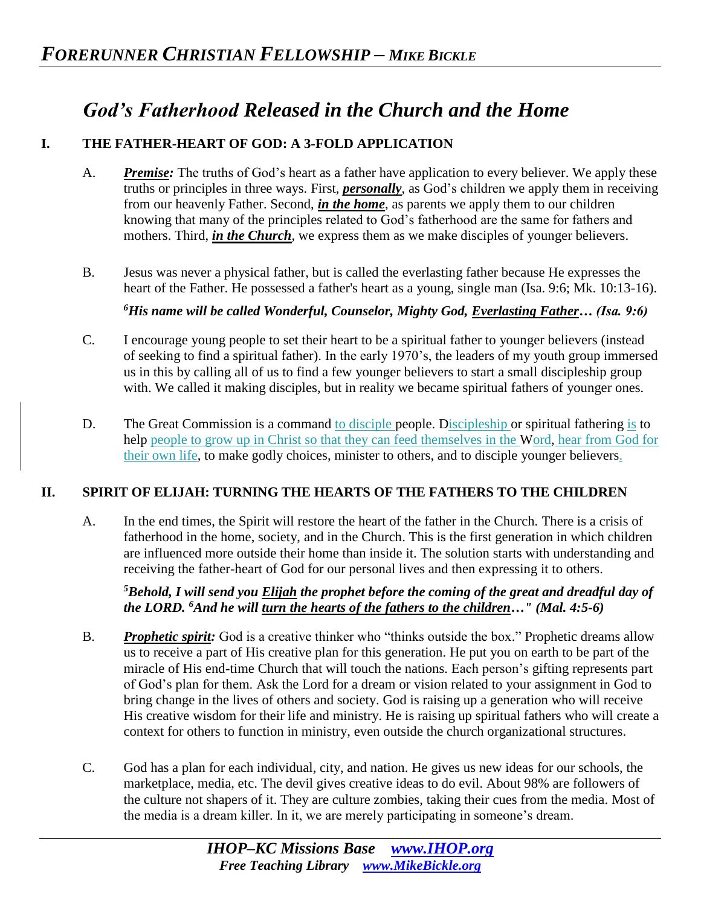# *God's Fatherhood Released in the Church and the Home*

## I. THE FATHER-HEART OF GOD: A 3-FOLD APPLICATION

A. ***Premise:*** The truths of God's heart as a father have application to every believer. We apply these truths or principles in three ways. First, ***personally***, as God's children we apply them in receiving from our heavenly Father. Second, ***in the home***, as parents we apply them to our children knowing that many of the principles related to God's fatherhood are the same for fathers and mothers. Third, ***in the Church***, we express them as we make disciples of younger believers.

B. Jesus was never a physical father, but is called the everlasting father because He expresses the heart of the Father. He possessed a father's heart as a young, single man (Isa. 9:6; Mk. 10:13-16).

***6His name will be called Wonderful, Counselor, Mighty God, Everlasting Father… (Isa. 9:6)***

C. I encourage young people to set their heart to be a spiritual father to younger believers (instead of seeking to find a spiritual father). In the early 1970's, the leaders of my youth group immersed us in this by calling all of us to find a few younger believers to start a small discipleship group with. We called it making disciples, but in reality we became spiritual fathers of younger ones.

D. The Great Commission is a command to disciple people. Discipleship or spiritual fathering is to help people to grow up in Christ so that they can feed themselves in the Word, hear from God for their own life, to make godly choices, minister to others, and to disciple younger believers.

## II. SPIRIT OF ELIJAH: TURNING THE HEARTS OF THE FATHERS TO THE CHILDREN

A. In the end times, the Spirit will restore the heart of the father in the Church. There is a crisis of fatherhood in the home, society, and in the Church. This is the first generation in which children are influenced more outside their home than inside it. The solution starts with understanding and receiving the father-heart of God for our personal lives and then expressing it to others.

***5Behold, I will send you Elijah the prophet before the coming of the great and dreadful day of the LORD. 6And he will turn the hearts of the fathers to the children…" (Mal. 4:5-6)***

B. ***Prophetic spirit:*** God is a creative thinker who "thinks outside the box." Prophetic dreams allow us to receive a part of His creative plan for this generation. He put you on earth to be part of the miracle of His end-time Church that will touch the nations. Each person's gifting represents part of God's plan for them. Ask the Lord for a dream or vision related to your assignment in God to bring change in the lives of others and society. God is raising up a generation who will receive His creative wisdom for their life and ministry. He is raising up spiritual fathers who will create a context for others to function in ministry, even outside the church organizational structures.

C. God has a plan for each individual, city, and nation. He gives us new ideas for our schools, the marketplace, media, etc. The devil gives creative ideas to do evil. About 98% are followers of the culture not shapers of it. They are culture zombies, taking their cues from the media. Most of the media is a dream killer. In it, we are merely participating in someone's dream.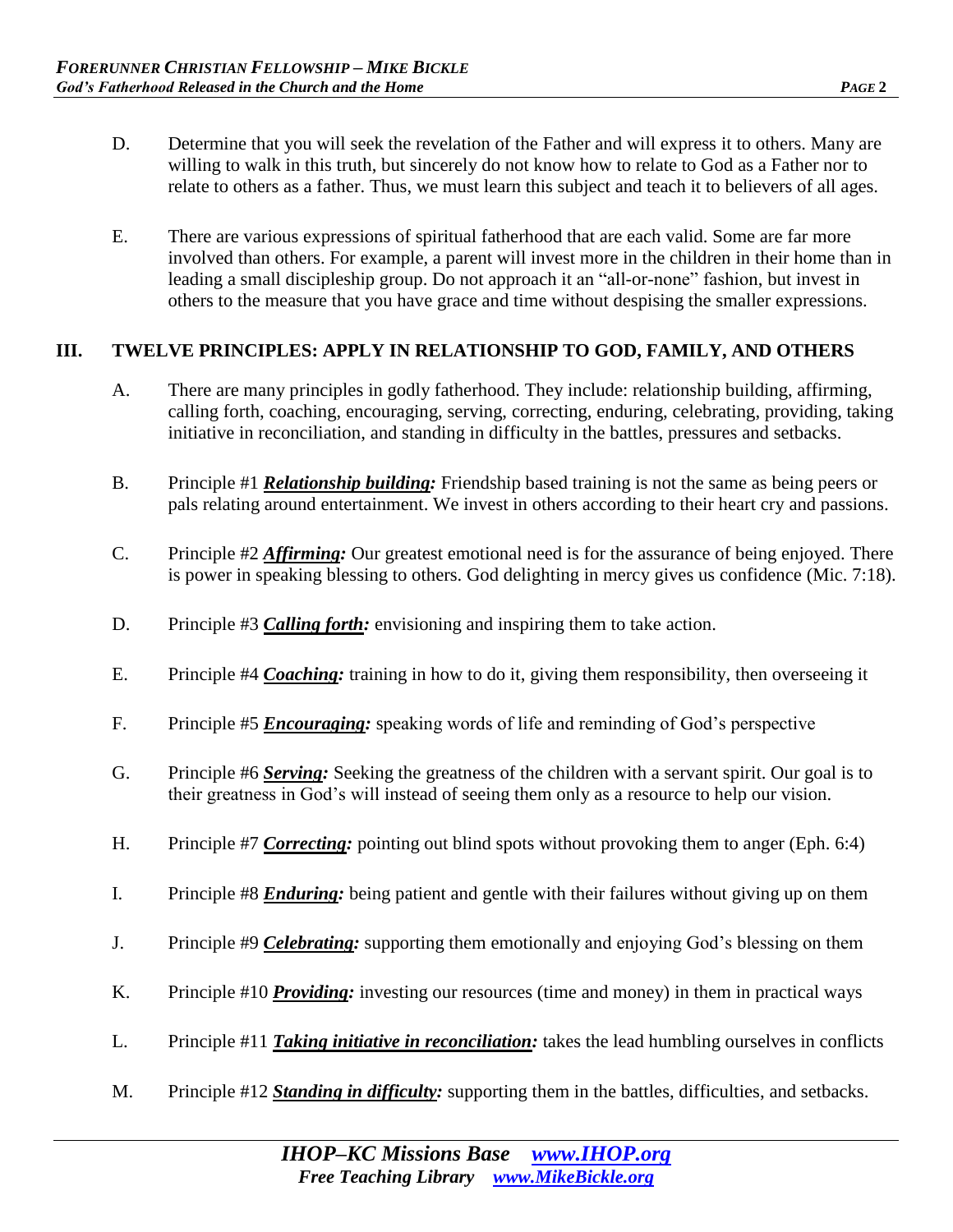D. Determine that you will seek the revelation of the Father and will express it to others. Many are willing to walk in this truth, but sincerely do not know how to relate to God as a Father nor to relate to others as a father. Thus, we must learn this subject and teach it to believers of all ages.

E. There are various expressions of spiritual fatherhood that are each valid. Some are far more involved than others. For example, a parent will invest more in the children in their home than in leading a small discipleship group. Do not approach it an "all-or-none" fashion, but invest in others to the measure that you have grace and time without despising the smaller expressions.

## III. TWELVE PRINCIPLES: APPLY IN RELATIONSHIP TO GOD, FAMILY, AND OTHERS

A. There are many principles in godly fatherhood. They include: relationship building, affirming, calling forth, coaching, encouraging, serving, correcting, enduring, celebrating, providing, taking initiative in reconciliation, and standing in difficulty in the battles, pressures and setbacks.

B. Principle #1 ***Relationship building:*** Friendship based training is not the same as being peers or pals relating around entertainment. We invest in others according to their heart cry and passions.

C. Principle #2 ***Affirming:*** Our greatest emotional need is for the assurance of being enjoyed. There is power in speaking blessing to others. God delighting in mercy gives us confidence (Mic. 7:18).

D. Principle #3 ***Calling forth:*** envisioning and inspiring them to take action.

E. Principle #4 ***Coaching:*** training in how to do it, giving them responsibility, then overseeing it

F. Principle #5 ***Encouraging:*** speaking words of life and reminding of God's perspective

G. Principle #6 ***Serving:*** Seeking the greatness of the children with a servant spirit. Our goal is to their greatness in God's will instead of seeing them only as a resource to help our vision.

H. Principle #7 ***Correcting:*** pointing out blind spots without provoking them to anger (Eph. 6:4)

I. Principle #8 ***Enduring:*** being patient and gentle with their failures without giving up on them

J. Principle #9 ***Celebrating:*** supporting them emotionally and enjoying God's blessing on them

K. Principle #10 ***Providing:*** investing our resources (time and money) in them in practical ways

L. Principle #11 ***Taking initiative in reconciliation:*** takes the lead humbling ourselves in conflicts

M. Principle #12 ***Standing in difficulty:*** supporting them in the battles, difficulties, and setbacks.